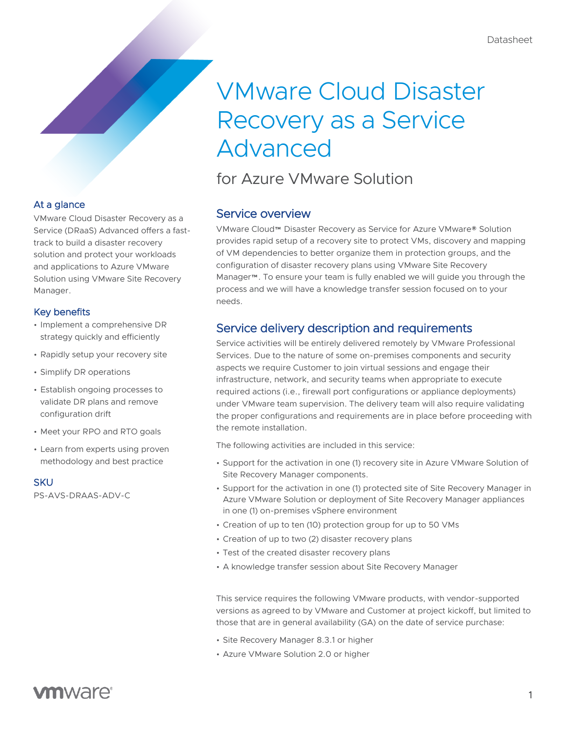Datasheet

# VMware Cloud Disaster Recovery as a Service Advanced

## for Azure VMware Solution

### At a glance

VMware Cloud Disaster Recovery as a Service (DRaaS) Advanced offers a fast-track to build a disaster recovery solution and protect your workloads and applications to Azure VMware Solution using VMware Site Recovery Manager.

### Key benefits

- Implement a comprehensive DR strategy quickly and efficiently
- Rapidly setup your recovery site
- Simplify DR operations
- Establish ongoing processes to validate DR plans and remove configuration drift
- Meet your RPO and RTO goals
- Learn from experts using proven methodology and best practice

### SKU

PS-AVS-DRAAS-ADV-C

## Service overview

VMware Cloud™ Disaster Recovery as Service for Azure VMware® Solution provides rapid setup of a recovery site to protect VMs, discovery and mapping of VM dependencies to better organize them in protection groups, and the configuration of disaster recovery plans using VMware Site Recovery Manager™. To ensure your team is fully enabled we will guide you through the process and we will have a knowledge transfer session focused on to your needs.

## Service delivery description and requirements

Service activities will be entirely delivered remotely by VMware Professional Services. Due to the nature of some on-premises components and security aspects we require Customer to join virtual sessions and engage their infrastructure, network, and security teams when appropriate to execute required actions (i.e., firewall port configurations or appliance deployments) under VMware team supervision. The delivery team will also require validating the proper configurations and requirements are in place before proceeding with the remote installation.

The following activities are included in this service:

- Support for the activation in one (1) recovery site in Azure VMware Solution of Site Recovery Manager components.
- Support for the activation in one (1) protected site of Site Recovery Manager in Azure VMware Solution or deployment of Site Recovery Manager appliances in one (1) on-premises vSphere environment
- Creation of up to ten (10) protection group for up to 50 VMs
- Creation of up to two (2) disaster recovery plans
- Test of the created disaster recovery plans
- A knowledge transfer session about Site Recovery Manager

This service requires the following VMware products, with vendor-supported versions as agreed to by VMware and Customer at project kickoff, but limited to those that are in general availability (GA) on the date of service purchase:

- Site Recovery Manager 8.3.1 or higher
- Azure VMware Solution 2.0 or higher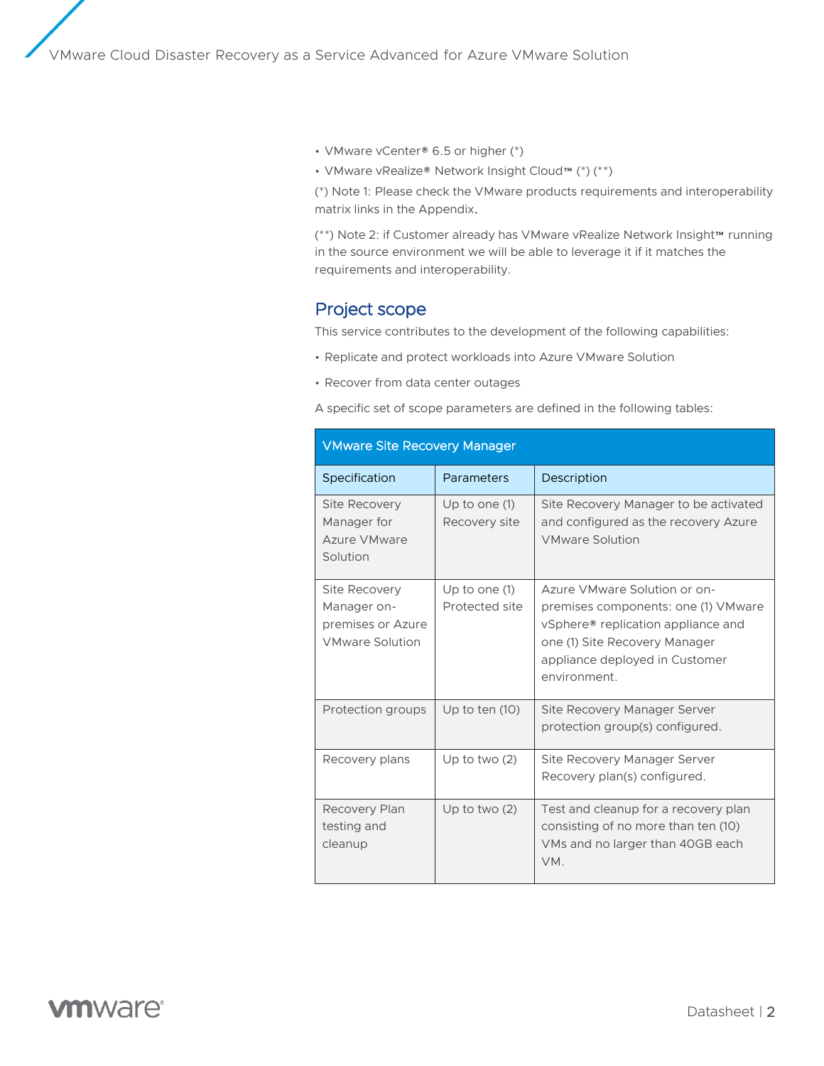- VMware vCenter® 6.5 or higher (*)
- VMware vRealize® Network Insight Cloud™ (*) (**)

(*) Note 1: Please check the VMware products requirements and interoperability matrix links in the Appendix.

(**) Note 2: if Customer already has VMware vRealize Network Insight™ running in the source environment we will be able to leverage it if it matches the requirements and interoperability.

## Project scope

This service contributes to the development of the following capabilities:

- Replicate and protect workloads into Azure VMware Solution
- Recover from data center outages

A specific set of scope parameters are defined in the following tables:

| VMware Site Recovery Manager | | |
|---|---|---|
| Specification | Parameters | Description |
| Site Recovery Manager for Azure VMware Solution | Up to one (1) Recovery site | Site Recovery Manager to be activated and configured as the recovery Azure VMware Solution |
| Site Recovery Manager on-premises or Azure VMware Solution | Up to one (1) Protected site | Azure VMware Solution or on-premises components: one (1) VMware vSphere® replication appliance and one (1) Site Recovery Manager appliance deployed in Customer environment. |
| Protection groups | Up to ten (10) | Site Recovery Manager Server protection group(s) configured. |
| Recovery plans | Up to two (2) | Site Recovery Manager Server Recovery plan(s) configured. |
| Recovery Plan testing and cleanup | Up to two (2) | Test and cleanup for a recovery plan consisting of no more than ten (10) VMs and no larger than 40GB each VM. |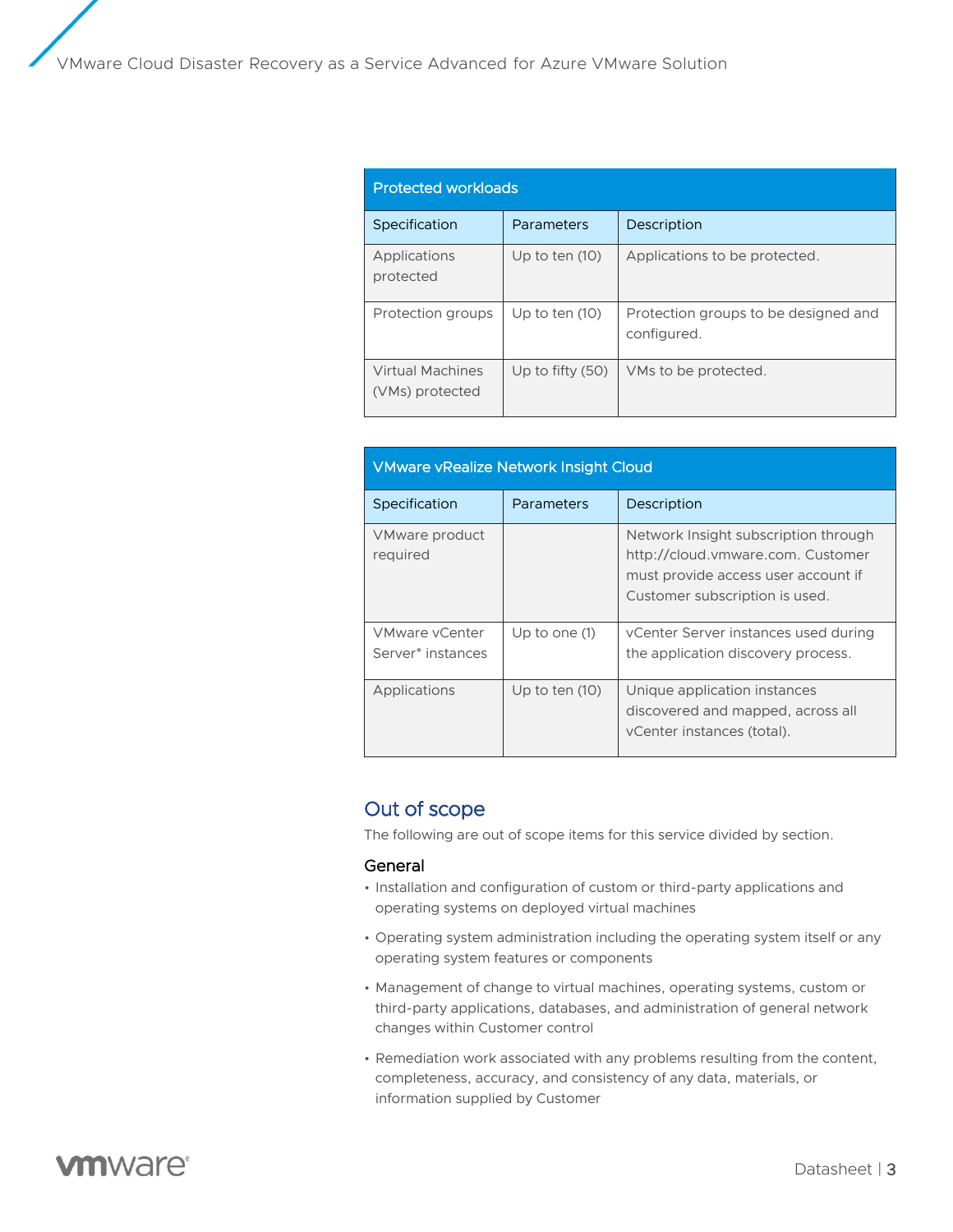| Protected workloads | | |
|---|---|---|
| Specification | Parameters | Description |
| Applications protected | Up to ten (10) | Applications to be protected. |
| Protection groups | Up to ten (10) | Protection groups to be designed and configured. |
| Virtual Machines (VMs) protected | Up to fifty (50) | VMs to be protected. |

| VMware vRealize Network Insight Cloud | | |
|---|---|---|
| Specification | Parameters | Description |
| VMware product required | | Network Insight subscription through http://cloud.vmware.com. Customer must provide access user account if Customer subscription is used. |
| VMware vCenter Server® instances | Up to one (1) | vCenter Server instances used during the application discovery process. |
| Applications | Up to ten (10) | Unique application instances discovered and mapped, across all vCenter instances (total). |

## Out of scope

The following are out of scope items for this service divided by section.

### General

- Installation and configuration of custom or third-party applications and operating systems on deployed virtual machines
- Operating system administration including the operating system itself or any operating system features or components
- Management of change to virtual machines, operating systems, custom or third-party applications, databases, and administration of general network changes within Customer control
- Remediation work associated with any problems resulting from the content, completeness, accuracy, and consistency of any data, materials, or information supplied by Customer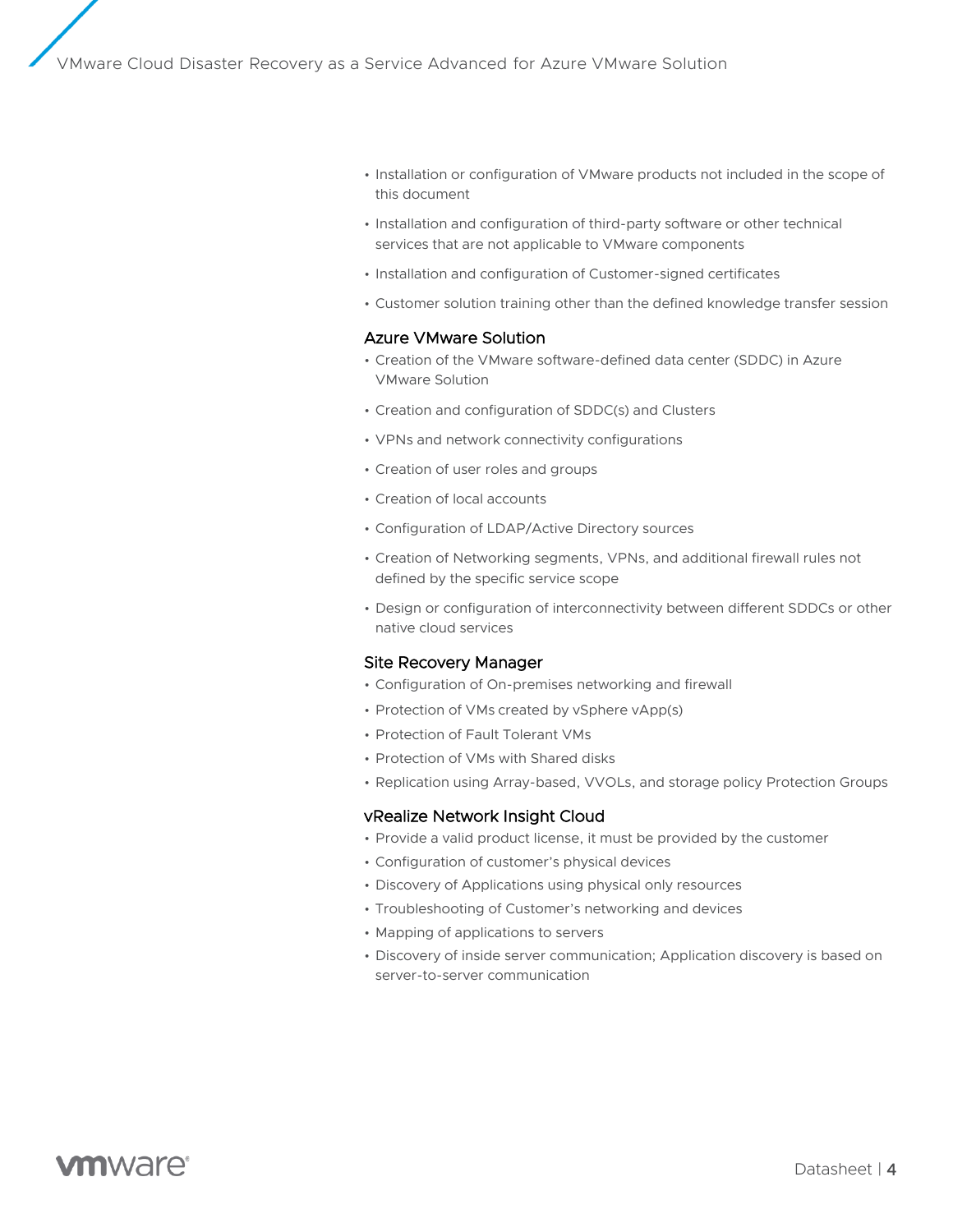- Installation or configuration of VMware products not included in the scope of this document
- Installation and configuration of third-party software or other technical services that are not applicable to VMware components
- Installation and configuration of Customer-signed certificates
- Customer solution training other than the defined knowledge transfer session

### Azure VMware Solution

- Creation of the VMware software-defined data center (SDDC) in Azure VMware Solution
- Creation and configuration of SDDC(s) and Clusters
- VPNs and network connectivity configurations
- Creation of user roles and groups
- Creation of local accounts
- Configuration of LDAP/Active Directory sources
- Creation of Networking segments, VPNs, and additional firewall rules not defined by the specific service scope
- Design or configuration of interconnectivity between different SDDCs or other native cloud services

### Site Recovery Manager

- Configuration of On-premises networking and firewall
- Protection of VMs created by vSphere vApp(s)
- Protection of Fault Tolerant VMs
- Protection of VMs with Shared disks
- Replication using Array-based, VVOLs, and storage policy Protection Groups

### vRealize Network Insight Cloud

- Provide a valid product license, it must be provided by the customer
- Configuration of customer's physical devices
- Discovery of Applications using physical only resources
- Troubleshooting of Customer's networking and devices
- Mapping of applications to servers
- Discovery of inside server communication; Application discovery is based on server-to-server communication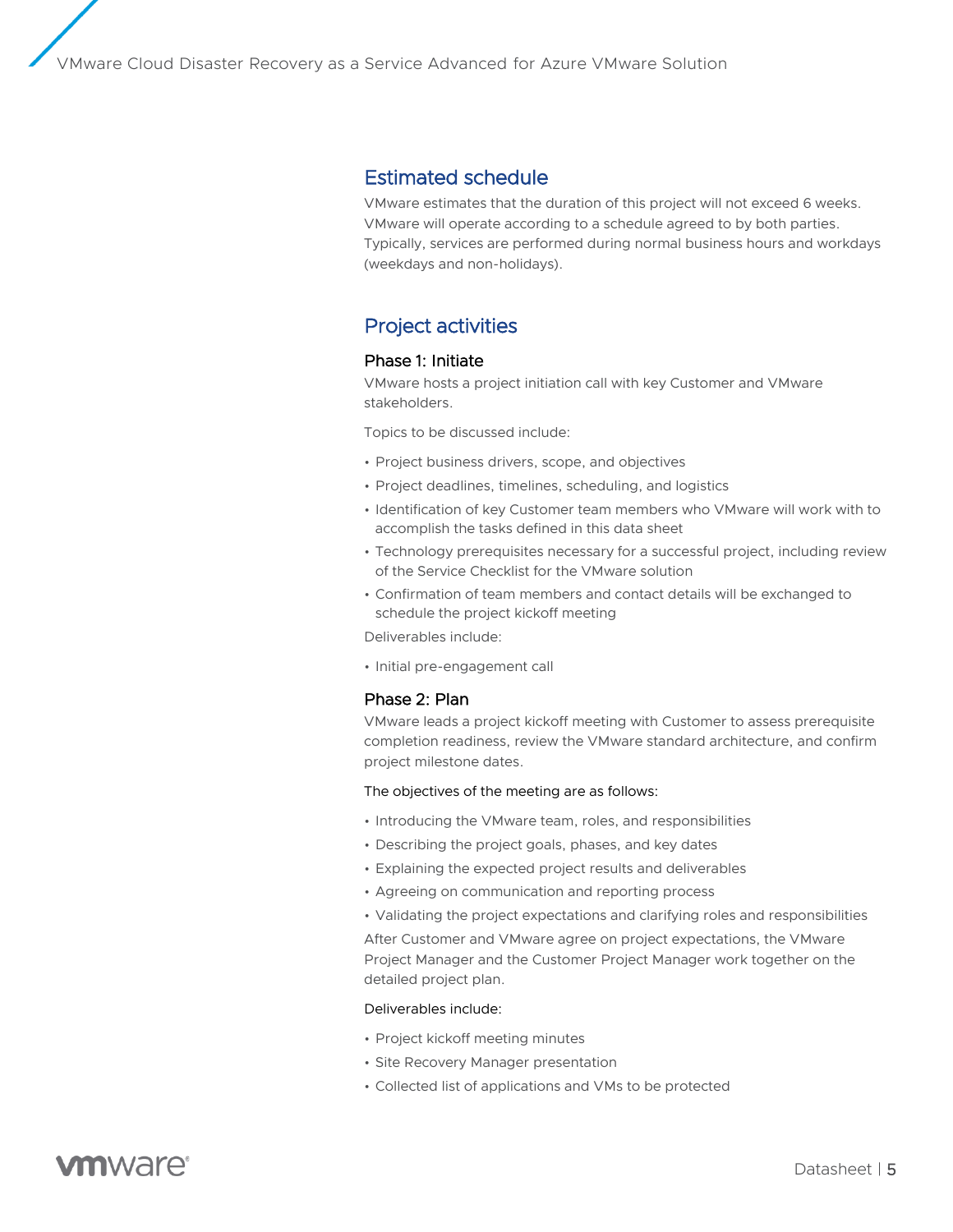## Estimated schedule

VMware estimates that the duration of this project will not exceed 6 weeks. VMware will operate according to a schedule agreed to by both parties. Typically, services are performed during normal business hours and workdays (weekdays and non-holidays).

## Project activities

### Phase 1: Initiate

VMware hosts a project initiation call with key Customer and VMware stakeholders.

Topics to be discussed include:

- Project business drivers, scope, and objectives
- Project deadlines, timelines, scheduling, and logistics
- Identification of key Customer team members who VMware will work with to accomplish the tasks defined in this data sheet
- Technology prerequisites necessary for a successful project, including review of the Service Checklist for the VMware solution
- Confirmation of team members and contact details will be exchanged to schedule the project kickoff meeting

Deliverables include:

- Initial pre-engagement call

### Phase 2: Plan

VMware leads a project kickoff meeting with Customer to assess prerequisite completion readiness, review the VMware standard architecture, and confirm project milestone dates.

The objectives of the meeting are as follows:

- Introducing the VMware team, roles, and responsibilities
- Describing the project goals, phases, and key dates
- Explaining the expected project results and deliverables
- Agreeing on communication and reporting process
- Validating the project expectations and clarifying roles and responsibilities

After Customer and VMware agree on project expectations, the VMware Project Manager and the Customer Project Manager work together on the detailed project plan.

Deliverables include:

- Project kickoff meeting minutes
- Site Recovery Manager presentation
- Collected list of applications and VMs to be protected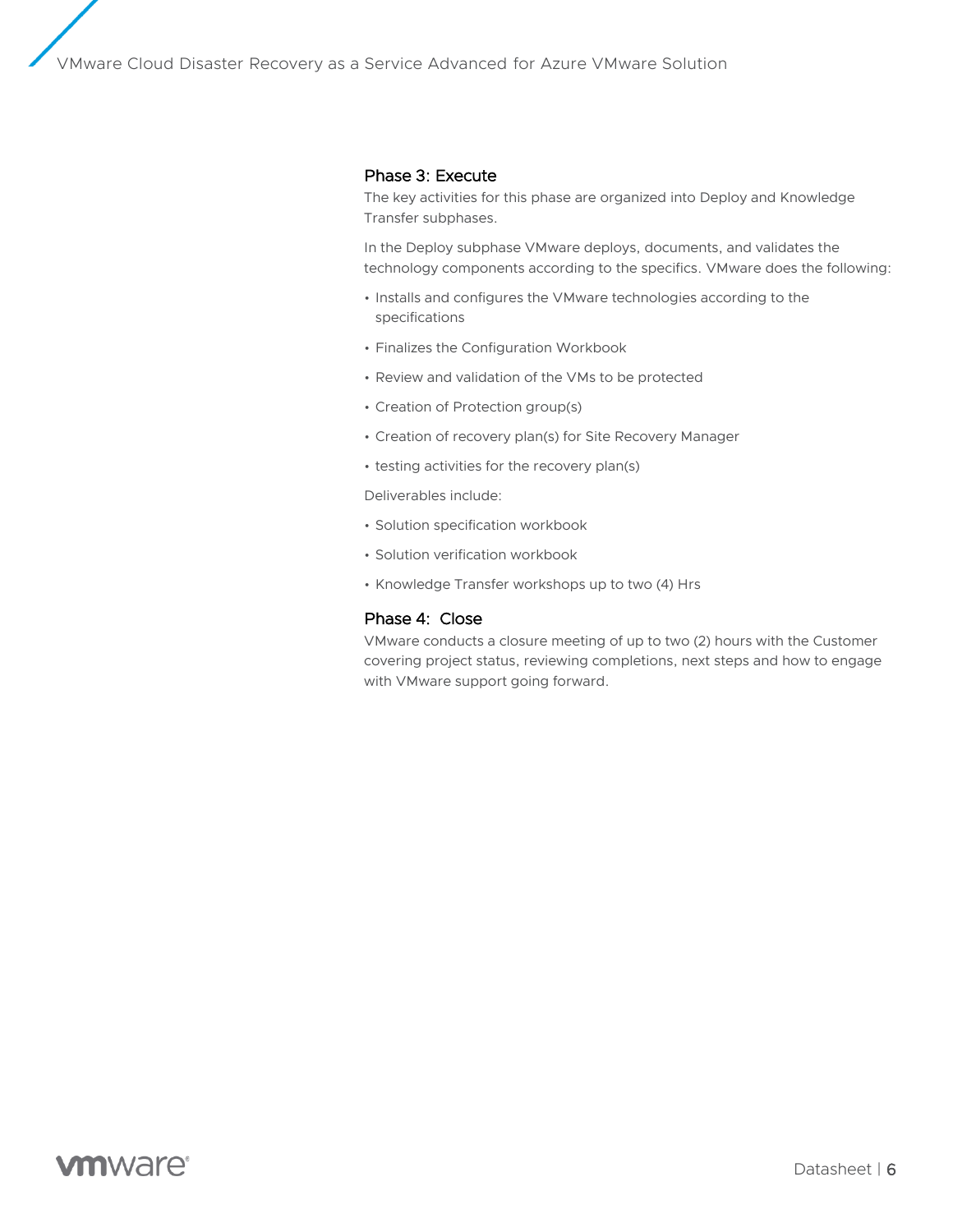### Phase 3: Execute

The key activities for this phase are organized into Deploy and Knowledge Transfer subphases.

In the Deploy subphase VMware deploys, documents, and validates the technology components according to the specifics. VMware does the following:

- Installs and configures the VMware technologies according to the specifications
- Finalizes the Configuration Workbook
- Review and validation of the VMs to be protected
- Creation of Protection group(s)
- Creation of recovery plan(s) for Site Recovery Manager
- testing activities for the recovery plan(s)

Deliverables include:

- Solution specification workbook
- Solution verification workbook
- Knowledge Transfer workshops up to two (4) Hrs

### Phase 4: Close

VMware conducts a closure meeting of up to two (2) hours with the Customer covering project status, reviewing completions, next steps and how to engage with VMware support going forward.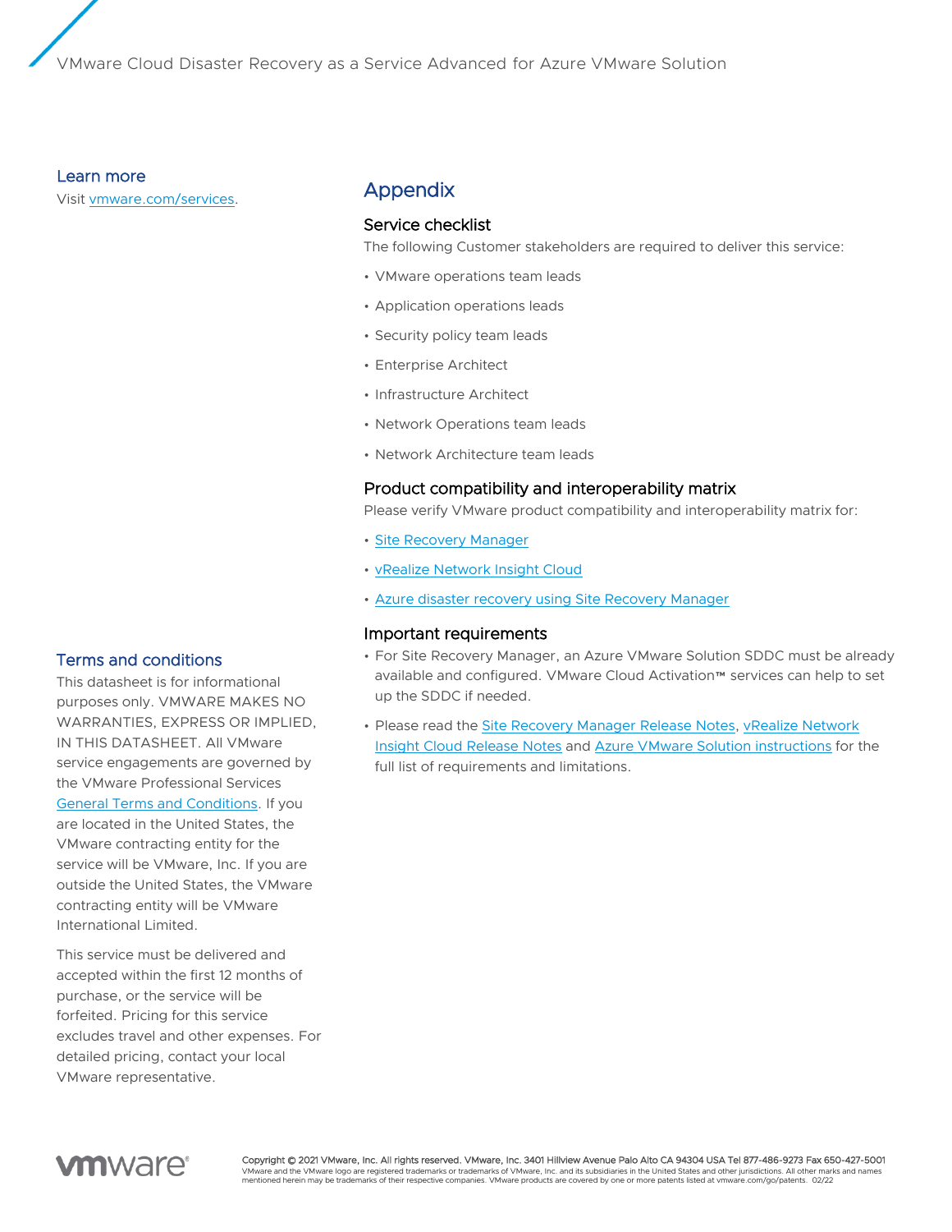## Learn more

Visit vmware.com/services.

## Terms and conditions

This datasheet is for informational purposes only. VMWARE MAKES NO WARRANTIES, EXPRESS OR IMPLIED, IN THIS DATASHEET. All VMware service engagements are governed by the VMware Professional Services General Terms and Conditions. If you are located in the United States, the VMware contracting entity for the service will be VMware, Inc. If you are outside the United States, the VMware contracting entity will be VMware International Limited.

This service must be delivered and accepted within the first 12 months of purchase, or the service will be forfeited. Pricing for this service excludes travel and other expenses. For detailed pricing, contact your local VMware representative.

# Appendix

### Service checklist

The following Customer stakeholders are required to deliver this service:

- VMware operations team leads
- Application operations leads
- Security policy team leads
- Enterprise Architect
- Infrastructure Architect
- Network Operations team leads
- Network Architecture team leads

### Product compatibility and interoperability matrix

Please verify VMware product compatibility and interoperability matrix for:

- Site Recovery Manager
- vRealize Network Insight Cloud
- Azure disaster recovery using Site Recovery Manager

### Important requirements

- For Site Recovery Manager, an Azure VMware Solution SDDC must be already available and configured. VMware Cloud Activation™ services can help to set up the SDDC if needed.
- Please read the Site Recovery Manager Release Notes, vRealize Network Insight Cloud Release Notes and Azure VMware Solution instructions for the full list of requirements and limitations.

Copyright © 2021 VMware, Inc. All rights reserved. VMware, Inc. 3401 Hillview Avenue Palo Alto CA 94304 USA Tel 877-486-9273 Fax 650-427-5001 VMware and the VMware logo are registered trademarks or trademarks of VMware, Inc. and its subsidiaries in the United States and other jurisdictions. All other marks and names mentioned herein may be trademarks of their respective companies. VMware products are covered by one or more patents listed at vmware.com/go/patents. 02/22